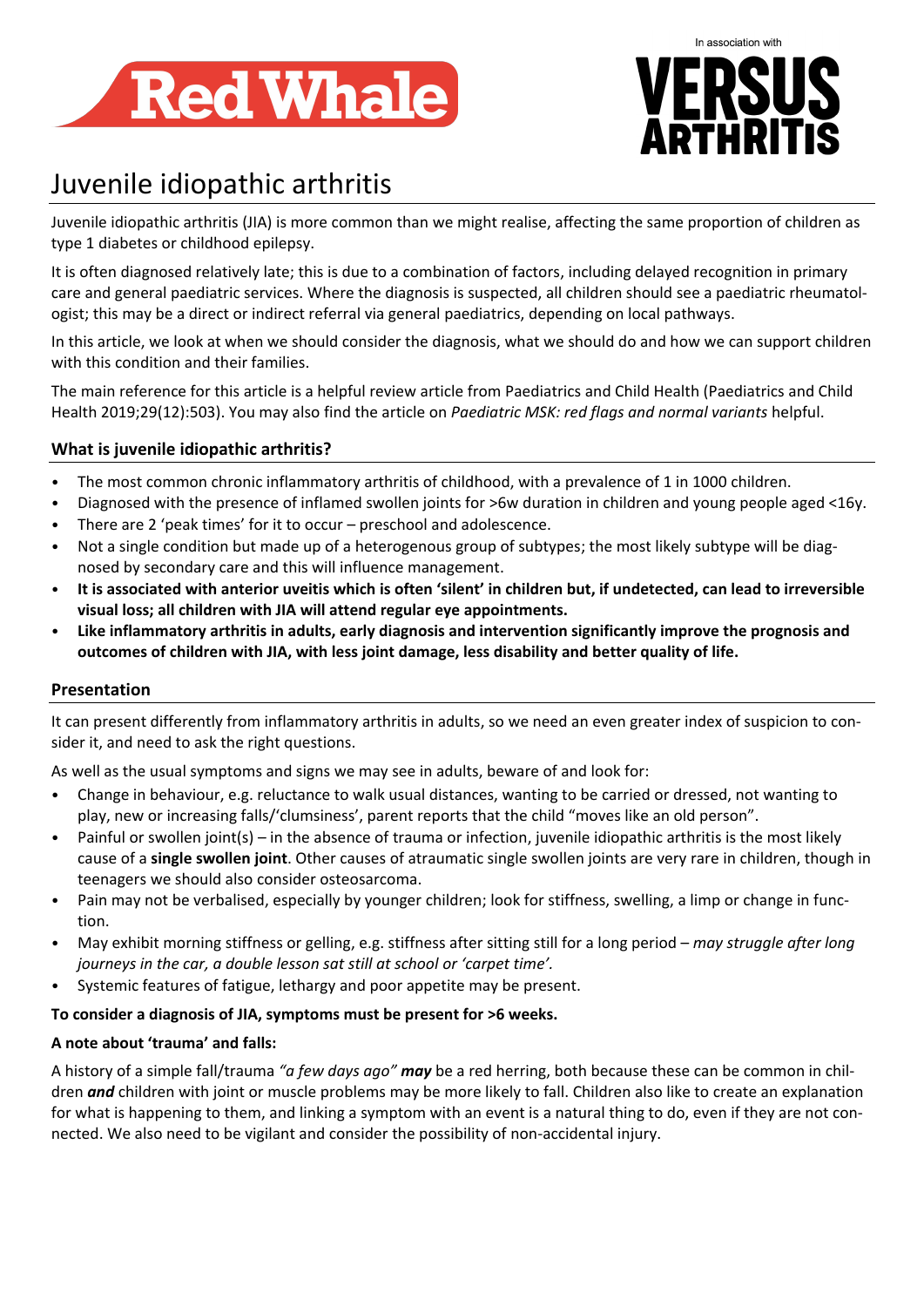# Juvenile idiopathic arthritis

Juvenile idiopathic arthritis (JIA) is more common than we might realise, affecting the same proportion of children as type 1 diabetes or childhood epilepsy.

It is often diagnosed relatively late; this is due to a combination of factors, including delayed recognition in primary care and general paediatric services. Where the diagnosis is suspected, all children should see a paediatric rheumatologist; this may be a direct or indirect referral via general paediatrics, depending on local pathways.

In this article, we look at when we should consider the diagnosis, what we should do and how we can support children with this condition and their families.

The main reference for this article is a helpful review article from Paediatrics and Child Health (Paediatrics and Child Health 2019;29(12):503). You may also find the article on *Paediatric MSK: red flags and normal variants* helpful.

## What is juvenile idiopathic arthritis?

- The most common chronic inflammatory arthritis of childhood, with a prevalence of 1 in 1000 children.
- Diagnosed with the presence of inflamed swollen joints for >6w duration in children and young people aged <16y.
- There are 2 'peak times' for it to occur – preschool and adolescence.
- Not a single condition but made up of a heterogenous group of subtypes; the most likely subtype will be diagnosed by secondary care and this will influence management.
- **It is associated with anterior uveitis which is often 'silent' in children but, if undetected, can lead to irreversible visual loss; all children with JIA will attend regular eye appointments.**
- **Like inflammatory arthritis in adults, early diagnosis and intervention significantly improve the prognosis and outcomes of children with JIA, with less joint damage, less disability and better quality of life.**

## Presentation

It can present differently from inflammatory arthritis in adults, so we need an even greater index of suspicion to consider it, and need to ask the right questions.

As well as the usual symptoms and signs we may see in adults, beware of and look for:

- Change in behaviour, e.g. reluctance to walk usual distances, wanting to be carried or dressed, not wanting to play, new or increasing falls/'clumsiness', parent reports that the child "moves like an old person".
- Painful or swollen joint(s) – in the absence of trauma or infection, juvenile idiopathic arthritis is the most likely cause of a **single swollen joint**. Other causes of atraumatic single swollen joints are very rare in children, though in teenagers we should also consider osteosarcoma.
- Pain may not be verbalised, especially by younger children; look for stiffness, swelling, a limp or change in function.
- May exhibit morning stiffness or gelling, e.g. stiffness after sitting still for a long period – *may struggle after long journeys in the car, a double lesson sat still at school or 'carpet time'.*
- Systemic features of fatigue, lethargy and poor appetite may be present.

**To consider a diagnosis of JIA, symptoms must be present for >6 weeks.**

**A note about 'trauma' and falls:**

A history of a simple fall/trauma *"a few days ago"* ***may*** be a red herring, both because these can be common in children ***and*** children with joint or muscle problems may be more likely to fall. Children also like to create an explanation for what is happening to them, and linking a symptom with an event is a natural thing to do, even if they are not connected. We also need to be vigilant and consider the possibility of non-accidental injury.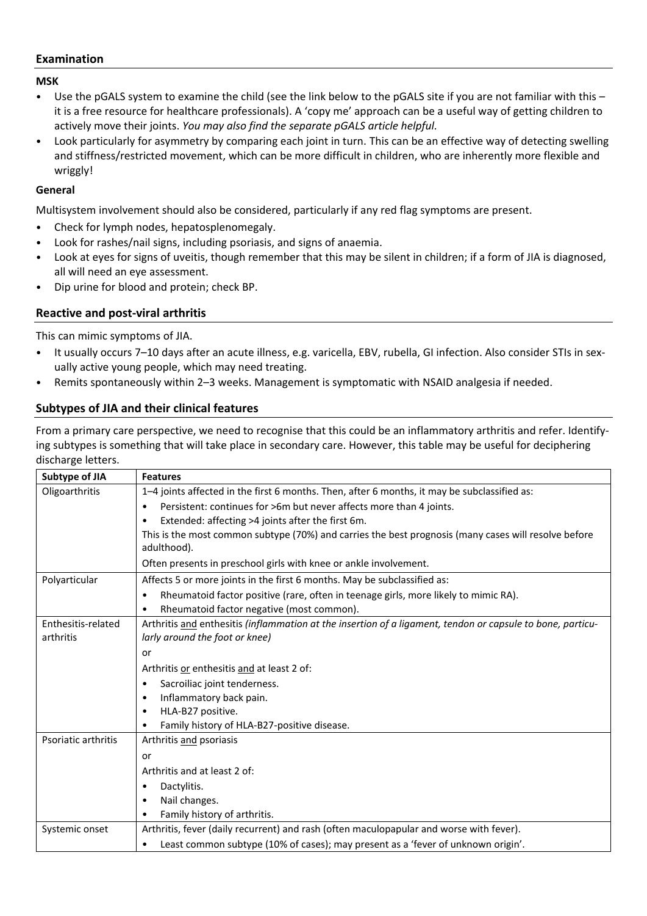## Examination

### MSK

- Use the pGALS system to examine the child (see the link below to the pGALS site if you are not familiar with this – it is a free resource for healthcare professionals). A 'copy me' approach can be a useful way of getting children to actively move their joints. *You may also find the separate pGALS article helpful.*
- Look particularly for asymmetry by comparing each joint in turn. This can be an effective way of detecting swelling and stiffness/restricted movement, which can be more difficult in children, who are inherently more flexible and wriggly!

### General

Multisystem involvement should also be considered, particularly if any red flag symptoms are present.

- Check for lymph nodes, hepatosplenomegaly.
- Look for rashes/nail signs, including psoriasis, and signs of anaemia.
- Look at eyes for signs of uveitis, though remember that this may be silent in children; if a form of JIA is diagnosed, all will need an eye assessment.
- Dip urine for blood and protein; check BP.

## Reactive and post-viral arthritis

This can mimic symptoms of JIA.

- It usually occurs 7–10 days after an acute illness, e.g. varicella, EBV, rubella, GI infection. Also consider STIs in sexually active young people, which may need treating.
- Remits spontaneously within 2–3 weeks. Management is symptomatic with NSAID analgesia if needed.

## Subtypes of JIA and their clinical features

From a primary care perspective, we need to recognise that this could be an inflammatory arthritis and refer. Identifying subtypes is something that will take place in secondary care. However, this table may be useful for deciphering discharge letters.

| Subtype of JIA | Features |
|---|---|
| Oligoarthritis | 1–4 joints affected in the first 6 months. Then, after 6 months, it may be subclassified as:<br>• Persistent: continues for >6m but never affects more than 4 joints.<br>• Extended: affecting >4 joints after the first 6m.<br>This is the most common subtype (70%) and carries the best prognosis (many cases will resolve before adulthood).<br>Often presents in preschool girls with knee or ankle involvement. |
| Polyarticular | Affects 5 or more joints in the first 6 months. May be subclassified as:<br>• Rheumatoid factor positive (rare, often in teenage girls, more likely to mimic RA).<br>• Rheumatoid factor negative (most common). |
| Enthesitis-related arthritis | Arthritis and enthesitis *(inflammation at the insertion of a ligament, tendon or capsule to bone, particularly around the foot or knee)*<br>or<br>Arthritis or enthesitis and at least 2 of:<br>• Sacroiliac joint tenderness.<br>• Inflammatory back pain.<br>• HLA-B27 positive.<br>• Family history of HLA-B27-positive disease. |
| Psoriatic arthritis | Arthritis and psoriasis<br>or<br>Arthritis and at least 2 of:<br>• Dactylitis.<br>• Nail changes.<br>• Family history of arthritis. |
| Systemic onset | Arthritis, fever (daily recurrent) and rash (often maculopapular and worse with fever).<br>• Least common subtype (10% of cases); may present as a 'fever of unknown origin'. |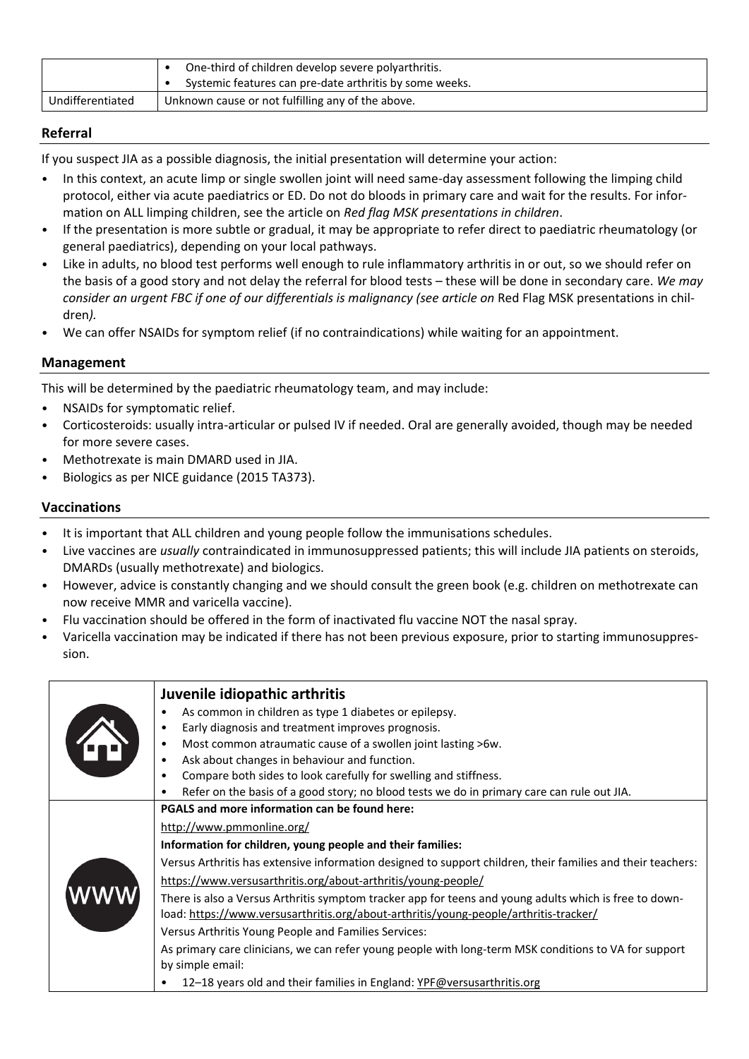|  |  |
| --- | --- |
|  | • One-third of children develop severe polyarthritis.<br>• Systemic features can pre-date arthritis by some weeks. |
| Undifferentiated | Unknown cause or not fulfilling any of the above. |

## Referral

If you suspect JIA as a possible diagnosis, the initial presentation will determine your action:

- In this context, an acute limp or single swollen joint will need same-day assessment following the limping child protocol, either via acute paediatrics or ED. Do not do bloods in primary care and wait for the results. For information on ALL limping children, see the article on *Red flag MSK presentations in children*.
- If the presentation is more subtle or gradual, it may be appropriate to refer direct to paediatric rheumatology (or general paediatrics), depending on your local pathways.
- Like in adults, no blood test performs well enough to rule inflammatory arthritis in or out, so we should refer on the basis of a good story and not delay the referral for blood tests – these will be done in secondary care. *We may consider an urgent FBC if one of our differentials is malignancy (see article on* Red Flag MSK presentations in children*).*
- We can offer NSAIDs for symptom relief (if no contraindications) while waiting for an appointment.

## Management

This will be determined by the paediatric rheumatology team, and may include:

- NSAIDs for symptomatic relief.
- Corticosteroids: usually intra-articular or pulsed IV if needed. Oral are generally avoided, though may be needed for more severe cases.
- Methotrexate is main DMARD used in JIA.
- Biologics as per NICE guidance (2015 TA373).

## Vaccinations

- It is important that ALL children and young people follow the immunisations schedules.
- Live vaccines are *usually* contraindicated in immunosuppressed patients; this will include JIA patients on steroids, DMARDs (usually methotrexate) and biologics.
- However, advice is constantly changing and we should consult the green book (e.g. children on methotrexate can now receive MMR and varicella vaccine).
- Flu vaccination should be offered in the form of inactivated flu vaccine NOT the nasal spray.
- Varicella vaccination may be indicated if there has not been previous exposure, prior to starting immunosuppression.

|  |  |
| --- | --- |
|  | **Juvenile idiopathic arthritis**<br>• As common in children as type 1 diabetes or epilepsy.<br>• Early diagnosis and treatment improves prognosis.<br>• Most common atraumatic cause of a swollen joint lasting >6w.<br>• Ask about changes in behaviour and function.<br>• Compare both sides to look carefully for swelling and stiffness.<br>• Refer on the basis of a good story; no blood tests we do in primary care can rule out JIA. |
| WWW | **PGALS and more information can be found here:**<br>http://www.pmmonline.org/<br>**Information for children, young people and their families:**<br>Versus Arthritis has extensive information designed to support children, their families and their teachers:<br>https://www.versusarthritis.org/about-arthritis/young-people/<br>There is also a Versus Arthritis symptom tracker app for teens and young adults which is free to download: https://www.versusarthritis.org/about-arthritis/young-people/arthritis-tracker/<br>Versus Arthritis Young People and Families Services:<br>As primary care clinicians, we can refer young people with long-term MSK conditions to VA for support by simple email:<br>• 12–18 years old and their families in England: YPF@versusarthritis.org |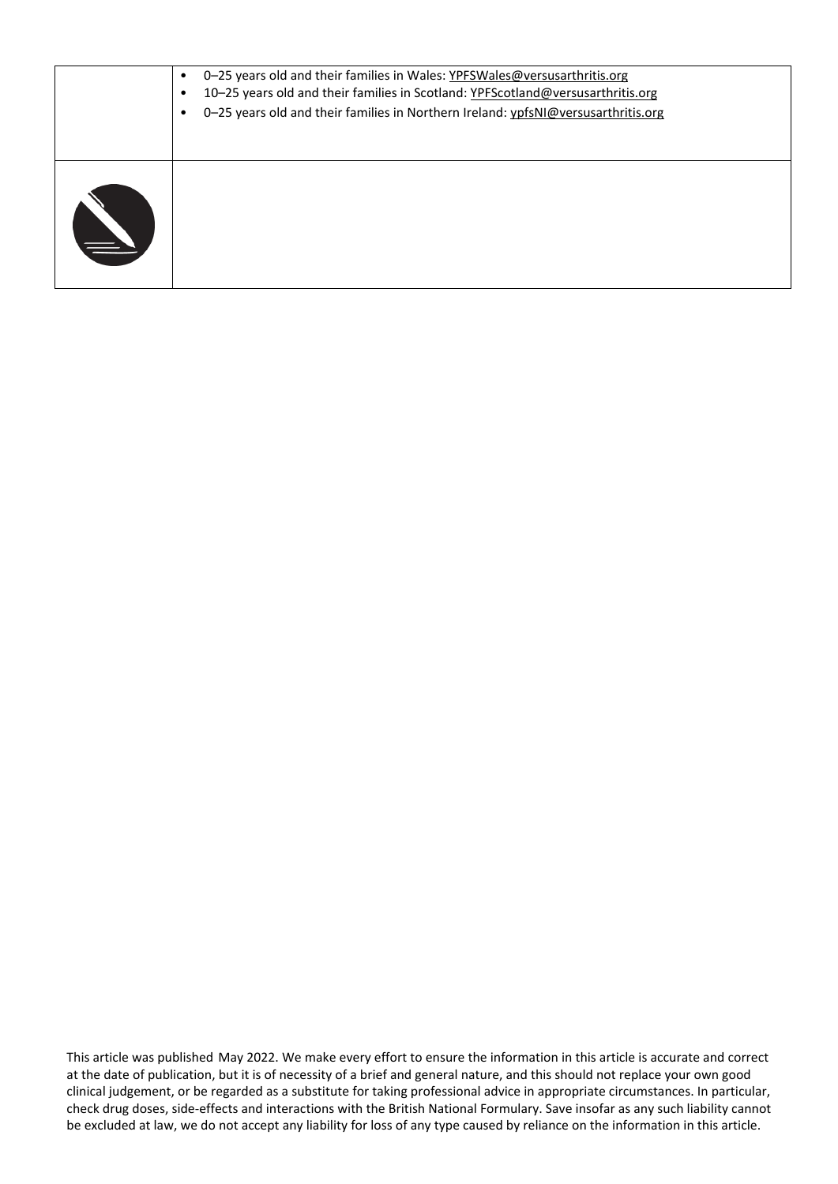| | |
|---|---|
| | • 0–25 years old and their families in Wales: YPFSWales@versusarthritis.org<br>• 10–25 years old and their families in Scotland: YPFScotland@versusarthritis.org<br>• 0–25 years old and their families in Northern Ireland: ypfsNI@versusarthritis.org |
| | |

This article was published May 2022. We make every effort to ensure the information in this article is accurate and correct at the date of publication, but it is of necessity of a brief and general nature, and this should not replace your own good clinical judgement, or be regarded as a substitute for taking professional advice in appropriate circumstances. In particular, check drug doses, side-effects and interactions with the British National Formulary. Save insofar as any such liability cannot be excluded at law, we do not accept any liability for loss of any type caused by reliance on the information in this article.